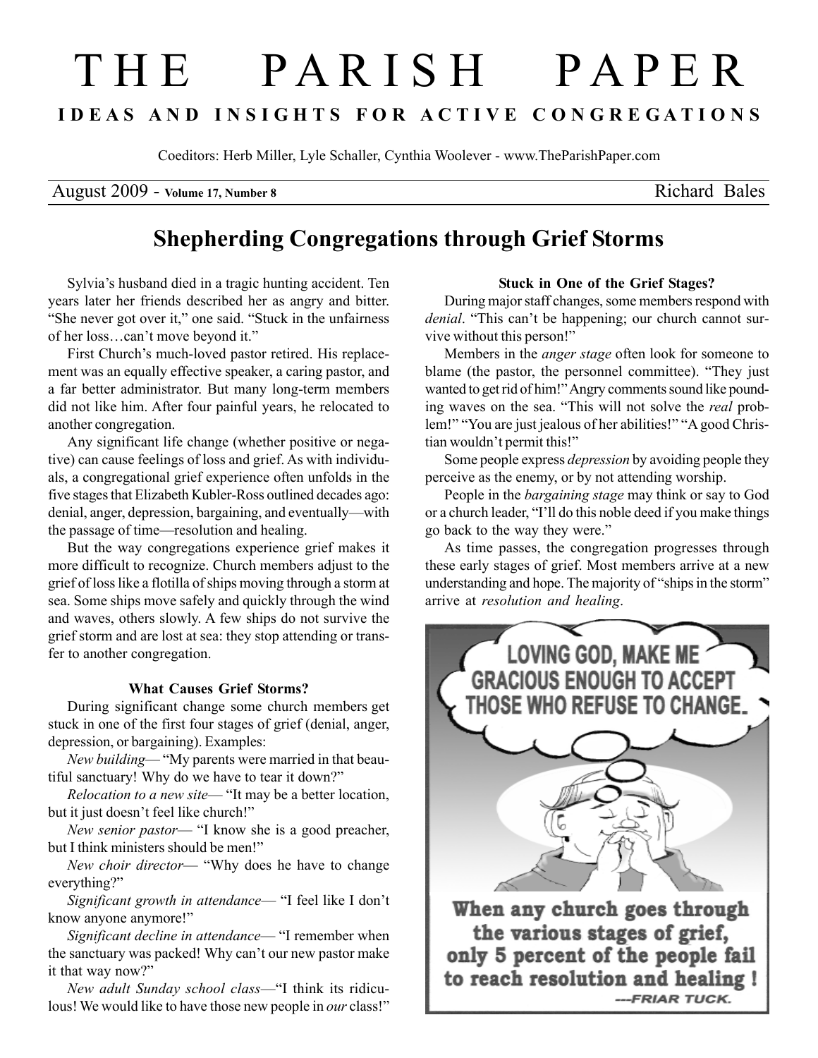# THE PARISH PAPER

**IDEAS AND INSIGHTS FOR ACTIVE CONGREGATIONS**

Coeditors: Herb Miller, Lyle Schaller, Cynthia Woolever - www.TheParishPaper.com

August 2009 - **Volume 17, Number 8** Richard Bales

## Shepherding Congregations through Grief Storms

Sylvia's husband died in a tragic hunting accident. Ten years later her friends described her as angry and bitter. "She never got over it," one said. "Stuck in the unfairness of her loss…can't move beyond it."

First Church's much-loved pastor retired. His replacement was an equally effective speaker, a caring pastor, and a far better administrator. But many long-term members did not like him. After four painful years, he relocated to another congregation.

Any significant life change (whether positive or negative) can cause feelings of loss and grief. As with individuals, a congregational grief experience often unfolds in the five stages that Elizabeth Kubler-Ross outlined decades ago: denial, anger, depression, bargaining, and eventually—with the passage of time—resolution and healing.

But the way congregations experience grief makes it more difficult to recognize. Church members adjust to the grief of loss like a flotilla of ships moving through a storm at sea. Some ships move safely and quickly through the wind and waves, others slowly. A few ships do not survive the grief storm and are lost at sea: they stop attending or transfer to another congregation.

### What Causes Grief Storms?

During significant change some church members get stuck in one of the first four stages of grief (denial, anger, depression, or bargaining). Examples:

*New building*— "My parents were married in that beautiful sanctuary! Why do we have to tear it down?"

*Relocation to a new site*— "It may be a better location, but it just doesn't feel like church!"

*New senior pastor*— "I know she is a good preacher, but I think ministers should be men!"

*New choir director*— "Why does he have to change everything?"

*Significant growth in attendance*— "I feel like I don't know anyone anymore!"

*Significant decline in attendance*— "I remember when the sanctuary was packed! Why can't our new pastor make it that way now?"

*New adult Sunday school class*—"I think its ridiculous! We would like to have those new people in *our* class!"

### Stuck in One of the Grief Stages?

During major staff changes, some members respond with *denial*. "This can't be happening; our church cannot survive without this person!"

Members in the *anger stage* often look for someone to blame (the pastor, the personnel committee). "They just wanted to get rid of him!" Angry comments sound like pounding waves on the sea. "This will not solve the *real* problem!" "You are just jealous of her abilities!" "A good Christian wouldn't permit this!"

Some people express *depression* by avoiding people they perceive as the enemy, or by not attending worship.

People in the *bargaining stage* may think or say to God or a church leader, "I'll do this noble deed if you make things go back to the way they were."

As time passes, the congregation progresses through these early stages of grief. Most members arrive at a new understanding and hope. The majority of "ships in the storm" arrive at *resolution and healing*.

LOVING GOD, MAKE ME GRACIOUS ENOUGH TO ACCEPT THOSE WHO REFUSE TO CHANGE.

**When any church goes through the various stages of grief, only 5 percent of the people fail to reach resolution and healing !**

---FRIAR TUCK.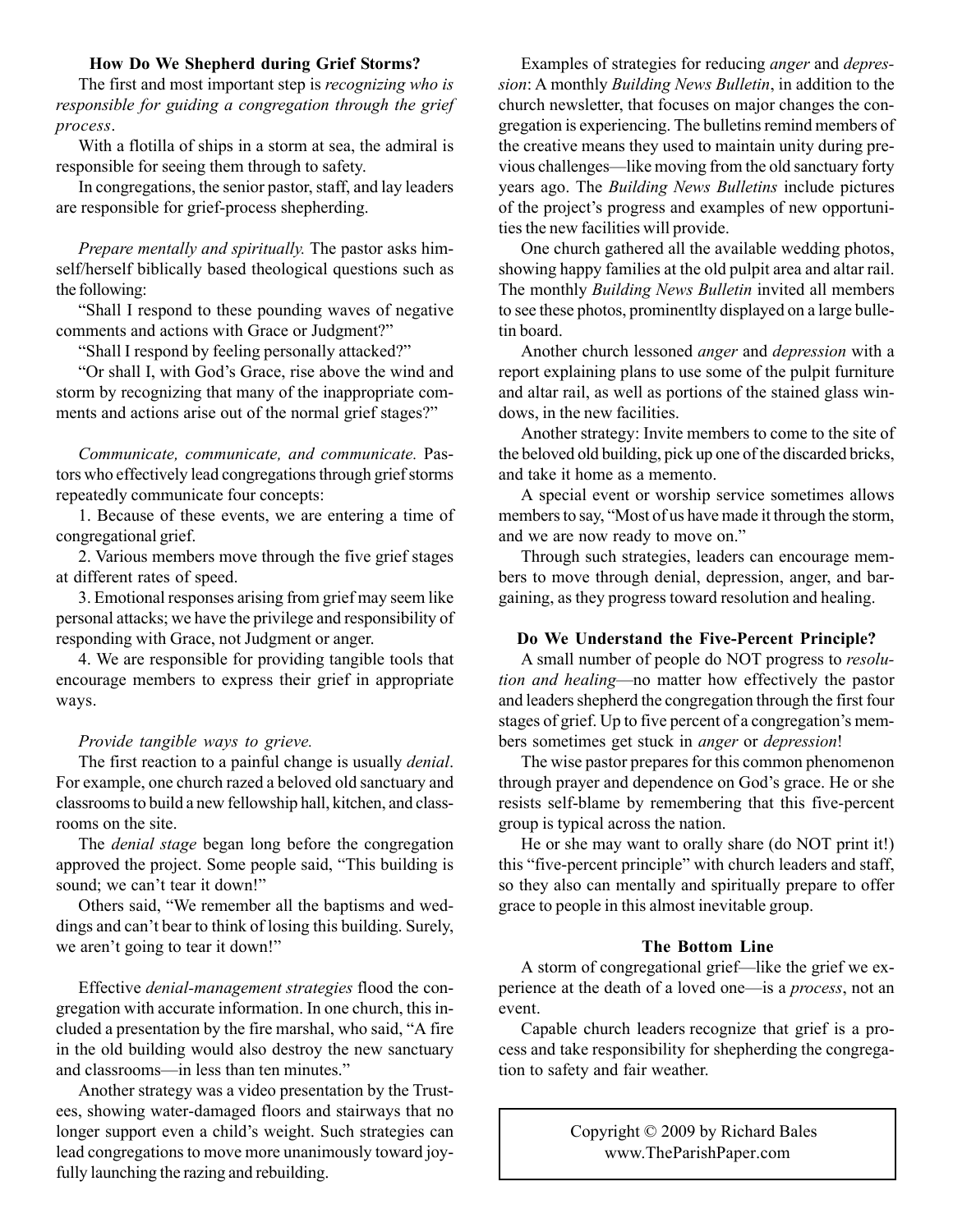### How Do We Shepherd during Grief Storms?

The first and most important step is *recognizing who is responsible for guiding a congregation through the grief process*.

With a flotilla of ships in a storm at sea, the admiral is responsible for seeing them through to safety.

In congregations, the senior pastor, staff, and lay leaders are responsible for grief-process shepherding.

*Prepare mentally and spiritually.* The pastor asks himself/herself biblically based theological questions such as the following:

"Shall I respond to these pounding waves of negative comments and actions with Grace or Judgment?"

"Shall I respond by feeling personally attacked?"

"Or shall I, with God's Grace, rise above the wind and storm by recognizing that many of the inappropriate comments and actions arise out of the normal grief stages?"

*Communicate, communicate, and communicate.* Pastors who effectively lead congregations through grief storms repeatedly communicate four concepts:

1. Because of these events, we are entering a time of congregational grief.
2. Various members move through the five grief stages at different rates of speed.
3. Emotional responses arising from grief may seem like personal attacks; we have the privilege and responsibility of responding with Grace, not Judgment or anger.
4. We are responsible for providing tangible tools that encourage members to express their grief in appropriate ways.

*Provide tangible ways to grieve.*

The first reaction to a painful change is usually *denial*. For example, one church razed a beloved old sanctuary and classrooms to build a new fellowship hall, kitchen, and classrooms on the site.

The *denial stage* began long before the congregation approved the project. Some people said, "This building is sound; we can't tear it down!"

Others said, "We remember all the baptisms and weddings and can't bear to think of losing this building. Surely, we aren't going to tear it down!"

Effective *denial-management strategies* flood the congregation with accurate information. In one church, this included a presentation by the fire marshal, who said, "A fire in the old building would also destroy the new sanctuary and classrooms—in less than ten minutes."

Another strategy was a video presentation by the Trustees, showing water-damaged floors and stairways that no longer support even a child's weight. Such strategies can lead congregations to move more unanimously toward joyfully launching the razing and rebuilding.

Examples of strategies for reducing *anger* and *depression*: A monthly *Building News Bulletin*, in addition to the church newsletter, that focuses on major changes the congregation is experiencing. The bulletins remind members of the creative means they used to maintain unity during previous challenges—like moving from the old sanctuary forty years ago. The *Building News Bulletins* include pictures of the project's progress and examples of new opportunities the new facilities will provide.

One church gathered all the available wedding photos, showing happy families at the old pulpit area and altar rail. The monthly *Building News Bulletin* invited all members to see these photos, prominentlty displayed on a large bulletin board.

Another church lessoned *anger* and *depression* with a report explaining plans to use some of the pulpit furniture and altar rail, as well as portions of the stained glass windows, in the new facilities.

Another strategy: Invite members to come to the site of the beloved old building, pick up one of the discarded bricks, and take it home as a memento.

A special event or worship service sometimes allows members to say, "Most of us have made it through the storm, and we are now ready to move on."

Through such strategies, leaders can encourage members to move through denial, depression, anger, and bargaining, as they progress toward resolution and healing.

### Do We Understand the Five-Percent Principle?

A small number of people do NOT progress to *resolution and healing*—no matter how effectively the pastor and leaders shepherd the congregation through the first four stages of grief. Up to five percent of a congregation's members sometimes get stuck in *anger* or *depression*!

The wise pastor prepares for this common phenomenon through prayer and dependence on God's grace. He or she resists self-blame by remembering that this five-percent group is typical across the nation.

He or she may want to orally share (do NOT print it!) this "five-percent principle" with church leaders and staff, so they also can mentally and spiritually prepare to offer grace to people in this almost inevitable group.

### The Bottom Line

A storm of congregational grief—like the grief we experience at the death of a loved one—is a *process*, not an event.

Capable church leaders recognize that grief is a process and take responsibility for shepherding the congregation to safety and fair weather.

Copyright © 2009 by Richard Bales
www.TheParishPaper.com